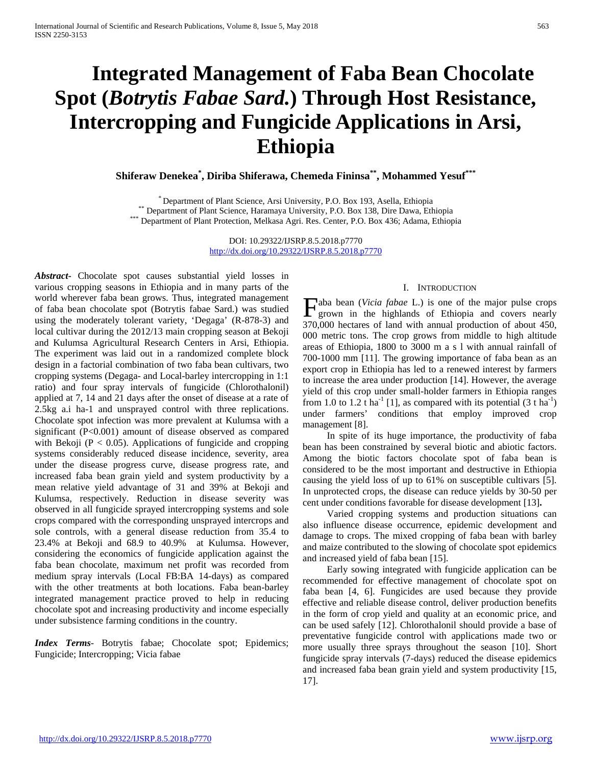# Integrated Management of Faba Bean Chocolate Spot (*Botrytis Fabae Sard.*) Through Host Resistance, Intercropping and Fungicide Applications in Arsi, Ethiopia

**Shiferaw Denekea[\*], Diriba Shiferawa, Chemeda Fininsa[\*\*], Mohammed Yesuf[\*\*\*]**

[\*] Department of Plant Science, Arsi University, P.O. Box 193, Asella, Ethiopia
[\*\*] Department of Plant Science, Haramaya University, P.O. Box 138, Dire Dawa, Ethiopia
[\*\*\*] Department of Plant Protection, Melkasa Agri. Res. Center, P.O. Box 436; Adama, Ethiopia

DOI: 10.29322/IJSRP.8.5.2018.p7770
http://dx.doi.org/10.29322/IJSRP.8.5.2018.p7770

***Abstract***- Chocolate spot causes substantial yield losses in various cropping seasons in Ethiopia and in many parts of the world wherever faba bean grows. Thus, integrated management of faba bean chocolate spot (Botrytis fabae Sard.) was studied using the moderately tolerant variety, 'Degaga' (R-878-3) and local cultivar during the 2012/13 main cropping season at Bekoji and Kulumsa Agricultural Research Centers in Arsi, Ethiopia. The experiment was laid out in a randomized complete block design in a factorial combination of two faba bean cultivars, two cropping systems (Degaga- and Local-barley intercropping in 1:1 ratio) and four spray intervals of fungicide (Chlorothalonil) applied at 7, 14 and 21 days after the onset of disease at a rate of 2.5kg a.i ha-1 and unsprayed control with three replications. Chocolate spot infection was more prevalent at Kulumsa with a significant ($P<0.001$) amount of disease observed as compared with Bekoji ($P < 0.05$). Applications of fungicide and cropping systems considerably reduced disease incidence, severity, area under the disease progress curve, disease progress rate, and increased faba bean grain yield and system productivity by a mean relative yield advantage of 31 and 39% at Bekoji and Kulumsa, respectively. Reduction in disease severity was observed in all fungicide sprayed intercropping systems and sole crops compared with the corresponding unsprayed intercrops and sole controls, with a general disease reduction from 35.4 to 23.4% at Bekoji and 68.9 to 40.9% at Kulumsa. However, considering the economics of fungicide application against the faba bean chocolate, maximum net profit was recorded from medium spray intervals (Local FB:BA 14-days) as compared with the other treatments at both locations. Faba bean-barley integrated management practice proved to help in reducing chocolate spot and increasing productivity and income especially under subsistence farming conditions in the country.

***Index Terms***- Botrytis fabae; Chocolate spot; Epidemics; Fungicide; Intercropping; Vicia fabae

## I. Introduction

Faba bean (*Vicia fabae* L.) is one of the major pulse crops grown in the highlands of Ethiopia and covers nearly 370,000 hectares of land with annual production of about 450, 000 metric tons. The crop grows from middle to high altitude areas of Ethiopia, 1800 to 3000 m a s l with annual rainfall of 700-1000 mm [11]. The growing importance of faba bean as an export crop in Ethiopia has led to a renewed interest by farmers to increase the area under production [14]. However, the average yield of this crop under small-holder farmers in Ethiopia ranges from 1.0 to 1.2 t $ha^{-1}$ [1], as compared with its potential (3 t $ha^{-1}$) under farmers' conditions that employ improved crop management [8].

In spite of its huge importance, the productivity of faba bean has been constrained by several biotic and abiotic factors. Among the biotic factors chocolate spot of faba bean is considered to be the most important and destructive in Ethiopia causing the yield loss of up to 61% on susceptible cultivars [5]. In unprotected crops, the disease can reduce yields by 30-50 per cent under conditions favorable for disease development [13]**.**

Varied cropping systems and production situations can also influence disease occurrence, epidemic development and damage to crops. The mixed cropping of faba bean with barley and maize contributed to the slowing of chocolate spot epidemics and increased yield of faba bean [15].

Early sowing integrated with fungicide application can be recommended for effective management of chocolate spot on faba bean [4, 6]. Fungicides are used because they provide effective and reliable disease control, deliver production benefits in the form of crop yield and quality at an economic price, and can be used safely [12]. Chlorothalonil should provide a base of preventative fungicide control with applications made two or more usually three sprays throughout the season [10]. Short fungicide spray intervals (7-days) reduced the disease epidemics and increased faba bean grain yield and system productivity [15, 17].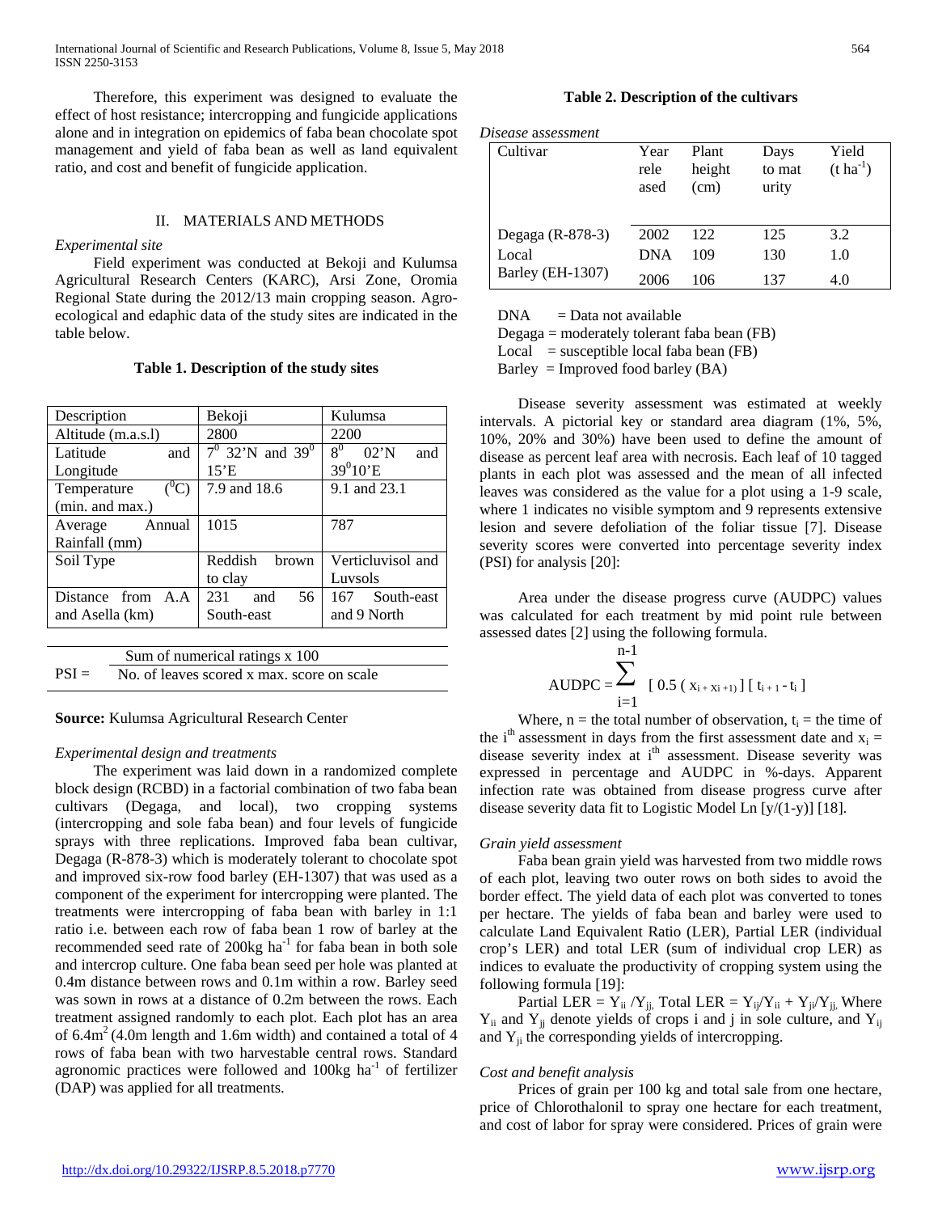Therefore, this experiment was designed to evaluate the effect of host resistance; intercropping and fungicide applications alone and in integration on epidemics of faba bean chocolate spot management and yield of faba bean as well as land equivalent ratio, and cost and benefit of fungicide application.

## II. MATERIALS AND METHODS

*Experimental site*

Field experiment was conducted at Bekoji and Kulumsa Agricultural Research Centers (KARC), Arsi Zone, Oromia Regional State during the 2012/13 main cropping season. Agro-ecological and edaphic data of the study sites are indicated in the table below.

**Table 1. Description of the study sites**

| Description | Bekoji | Kulumsa |
|---|---|---|
| Altitude (m.a.s.l) | 2800 | 2200 |
| Latitude and Longitude | $7^0$ 32'N and $39^0$ 15'E | $8^0$ 02'N and $39^0$10'E |
| Temperature ($^0$C) (min. and max.) | 7.9 and 18.6 | 9.1 and 23.1 |
| Average Annual Rainfall (mm) | 1015 | 787 |
| Soil Type | Reddish brown to clay | Verticluvisol and Luvsols |
| Distance from A.A and Asella (km) | 231 and 56 South-east | 167 South-east and 9 North |

**Source:** Kulumsa Agricultural Research Center

*Experimental design and treatments*

The experiment was laid down in a randomized complete block design (RCBD) in a factorial combination of two faba bean cultivars (Degaga, and local), two cropping systems (intercropping and sole faba bean) and four levels of fungicide sprays with three replications. Improved faba bean cultivar, Degaga (R-878-3) which is moderately tolerant to chocolate spot and improved six-row food barley (EH-1307) that was used as a component of the experiment for intercropping were planted. The treatments were intercropping of faba bean with barley in 1:1 ratio i.e. between each row of faba bean 1 row of barley at the recommended seed rate of 200kg ha$^{-1}$ for faba bean in both sole and intercrop culture. One faba bean seed per hole was planted at 0.4m distance between rows and 0.1m within a row. Barley seed was sown in rows at a distance of 0.2m between the rows. Each treatment assigned randomly to each plot. Each plot has an area of 6.4m$^2$ (4.0m length and 1.6m width) and contained a total of 4 rows of faba bean with two harvestable central rows. Standard agronomic practices were followed and 100kg ha$^{-1}$ of fertilizer (DAP) was applied for all treatments.

**Table 2. Description of the cultivars**

| Cultivar | Year released | Plant height (cm) | Days to maturity | Yield (t ha$^{-1}$) |
|---|---|---|---|---|
| Degaga (R-878-3) | 2002 | 122 | 125 | 3.2 |
| Local | DNA | 109 | 130 | 1.0 |
| Barley (EH-1307) | 2006 | 106 | 137 | 4.0 |

DNA = Data not available
Degaga = moderately tolerant faba bean (FB)
Local = susceptible local faba bean (FB)
Barley = Improved food barley (BA)

*Disease assessment*

Disease severity assessment was estimated at weekly intervals. A pictorial key or standard area diagram (1%, 5%, 10%, 20% and 30%) have been used to define the amount of disease as percent leaf area with necrosis. Each leaf of 10 tagged plants in each plot was assessed and the mean of all infected leaves was considered as the value for a plot using a 1-9 scale, where 1 indicates no visible symptom and 9 represents extensive lesion and severe defoliation of the foliar tissue [7]. Disease severity scores were converted into percentage severity index (PSI) for analysis [20]:

$$PSI = \frac{\text{Sum of numerical ratings} \times 100}{\text{No. of leaves scored} \times \text{max. score on scale}}$$

Area under the disease progress curve (AUDPC) values was calculated for each treatment by mid point rule between assessed dates [2] using the following formula.

$$AUDPC = \sum_{i=1}^{n-1} [0.5 ( x_{i} + x_{i+1})] [ t_{i+1} - t_i ]$$

Where, n = the total number of observation, $t_i$ = the time of the i$^{th}$ assessment in days from the first assessment date and $x_i$ = disease severity index at i$^{th}$ assessment. Disease severity was expressed in percentage and AUDPC in %-days. Apparent infection rate was obtained from disease progress curve after disease severity data fit to Logistic Model Ln $[y/(1-y)]$ [18].

*Grain yield assessment*

Faba bean grain yield was harvested from two middle rows of each plot, leaving two outer rows on both sides to avoid the border effect. The yield data of each plot was converted to tones per hectare. The yields of faba bean and barley were used to calculate Land Equivalent Ratio (LER), Partial LER (individual crop's LER) and total LER (sum of individual crop LER) as indices to evaluate the productivity of cropping system using the following formula [19]:

Partial LER = $Y_{ii} / Y_{jj}$, Total LER = $Y_{ij}/Y_{ii} + Y_{ji}/Y_{jj}$, Where $Y_{ii}$ and $Y_{jj}$ denote yields of crops i and j in sole culture, and $Y_{ij}$ and $Y_{ji}$ the corresponding yields of intercropping.

*Cost and benefit analysis*

Prices of grain per 100 kg and total sale from one hectare, price of Chlorothalonil to spray one hectare for each treatment, and cost of labor for spray were considered. Prices of grain were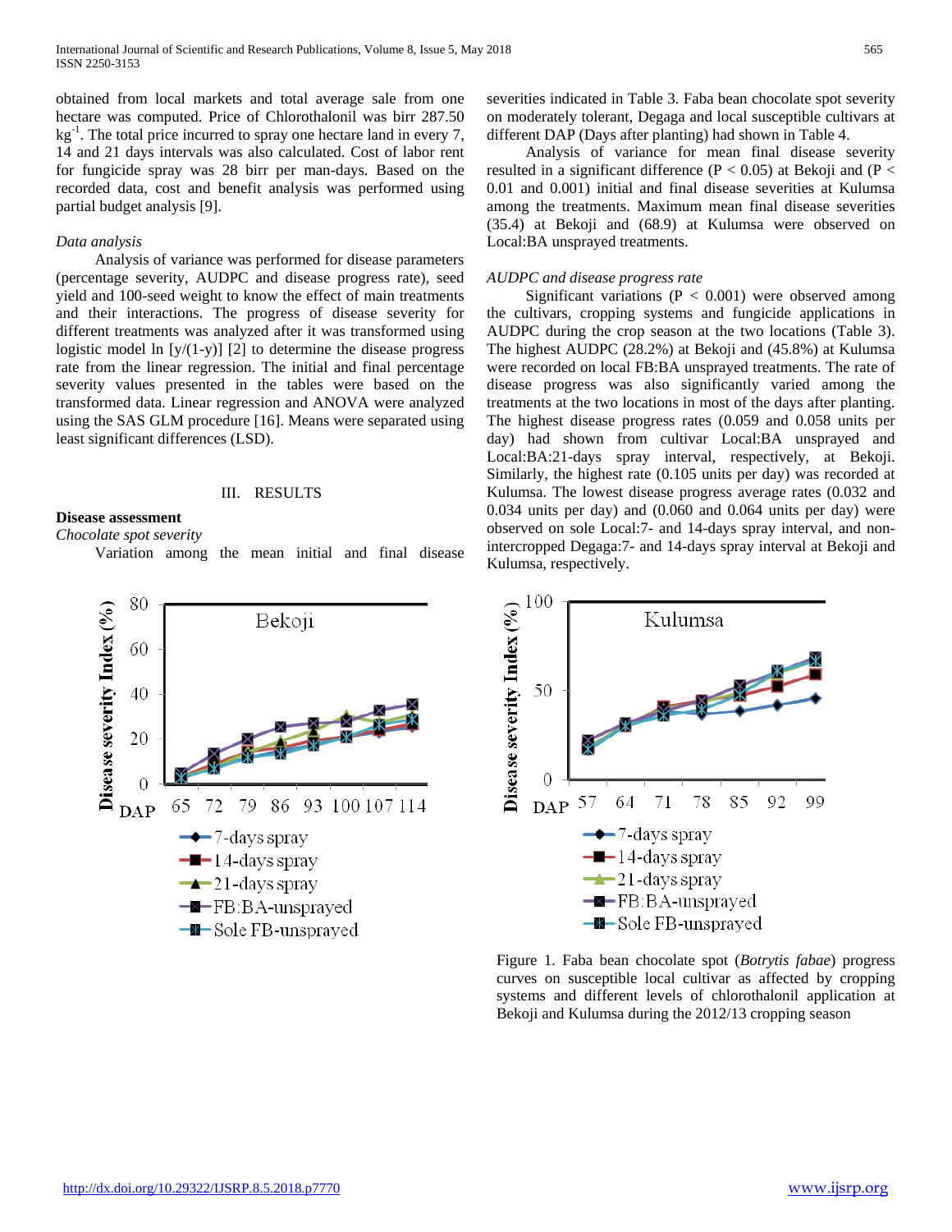obtained from local markets and total average sale from one hectare was computed. Price of Chlorothalonil was birr 287.50 $kg^{-1}$. The total price incurred to spray one hectare land in every 7, 14 and 21 days intervals was also calculated. Cost of labor rent for fungicide spray was 28 birr per man-days. Based on the recorded data, cost and benefit analysis was performed using partial budget analysis [9].

*Data analysis*

Analysis of variance was performed for disease parameters (percentage severity, AUDPC and disease progress rate), seed yield and 100-seed weight to know the effect of main treatments and their interactions. The progress of disease severity for different treatments was analyzed after it was transformed using logistic model ln [y/(1-y)] [2] to determine the disease progress rate from the linear regression. The initial and final percentage severity values presented in the tables were based on the transformed data. Linear regression and ANOVA were analyzed using the SAS GLM procedure [16]. Means were separated using least significant differences (LSD).

## III. RESULTS

### Disease assessment

*Chocolate spot severity*

Variation among the mean initial and final disease severities indicated in Table 3. Faba bean chocolate spot severity on moderately tolerant, Degaga and local susceptible cultivars at different DAP (Days after planting) had shown in Table 4.

Analysis of variance for mean final disease severity resulted in a significant difference ($P < 0.05$) at Bekoji and ($P < 0.01$ and 0.001) initial and final disease severities at Kulumsa among the treatments. Maximum mean final disease severities (35.4) at Bekoji and (68.9) at Kulumsa were observed on Local:BA unsprayed treatments.

*AUDPC and disease progress rate*

Significant variations ($P < 0.001$) were observed among the cultivars, cropping systems and fungicide applications in AUDPC during the crop season at the two locations (Table 3). The highest AUDPC (28.2%) at Bekoji and (45.8%) at Kulumsa were recorded on local FB:BA unsprayed treatments. The rate of disease progress was also significantly varied among the treatments at the two locations in most of the days after planting. The highest disease progress rates (0.059 and 0.058 units per day) had shown from cultivar Local:BA unsprayed and Local:BA:21-days spray interval, respectively, at Bekoji. Similarly, the highest rate (0.105 units per day) was recorded at Kulumsa. The lowest disease progress average rates (0.032 and 0.034 units per day) and (0.060 and 0.064 units per day) were observed on sole Local:7- and 14-days spray interval, and non-intercropped Degaga:7- and 14-days spray interval at Bekoji and Kulumsa, respectively.

Figure 1. Faba bean chocolate spot (*Botrytis fabae*) progress curves on susceptible local cultivar as affected by cropping systems and different levels of chlorothalonil application at Bekoji and Kulumsa during the 2012/13 cropping season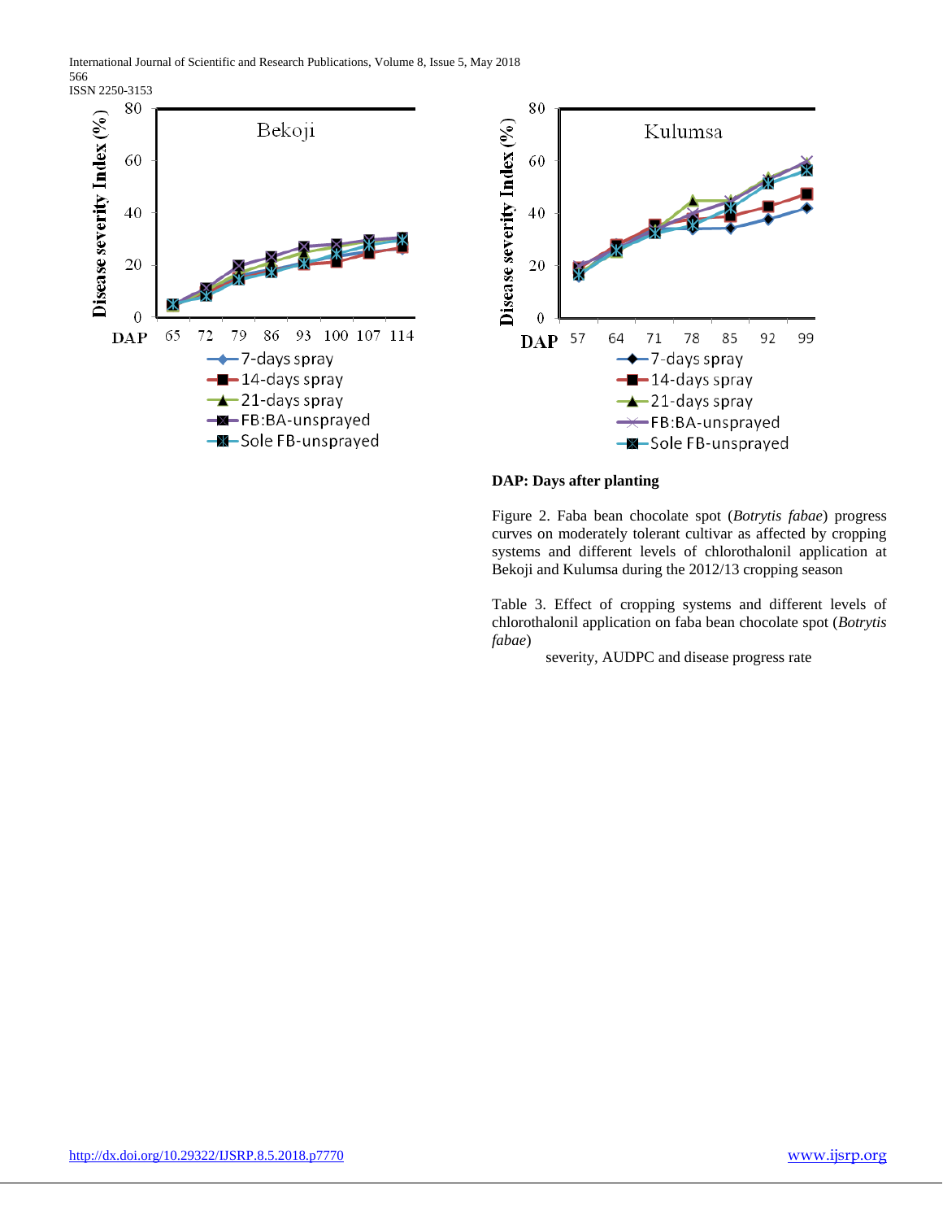**DAP: Days after planting**

Figure 2. Faba bean chocolate spot (*Botrytis fabae*) progress curves on moderately tolerant cultivar as affected by cropping systems and different levels of chlorothalonil application at Bekoji and Kulumsa during the 2012/13 cropping season

Table 3. Effect of cropping systems and different levels of chlorothalonil application on faba bean chocolate spot (*Botrytis fabae*)

severity, AUDPC and disease progress rate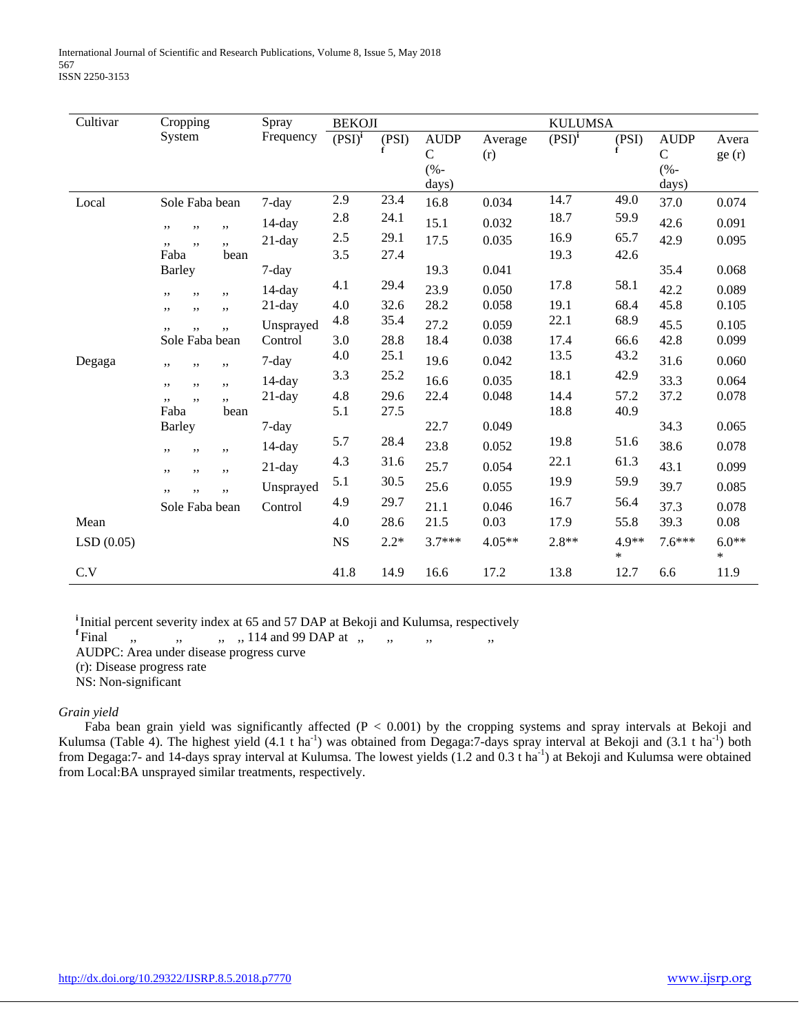| Cultivar | Cropping System | Spray Frequency | BEKOJI (PSI)[i] | (PSI)[f] | AUDPC (%-days) | Average (r) | KULUMSA (PSI)[i] | (PSI)[f] | AUDPC (%-days) | Average (r) |
|---|---|---|---|---|---|---|---|---|---|---|
| Local | Sole Faba bean | 7-day | 2.9 | 23.4 | 16.8 | 0.034 | 14.7 | 49.0 | 37.0 | 0.074 |
| | ,, ,, ,, | 14-day | 2.8 | 24.1 | 15.1 | 0.032 | 18.7 | 59.9 | 42.6 | 0.091 |
| | ,, ,, ,, | 21-day | 2.5 | 29.1 | 17.5 | 0.035 | 16.9 | 65.7 | 42.9 | 0.095 |
| | Faba bean Barley | 7-day | 3.5 | 27.4 | 19.3 | 0.041 | 19.3 | 42.6 | 35.4 | 0.068 |
| | ,, ,, ,, | 14-day | 4.1 | 29.4 | 23.9 | 0.050 | 17.8 | 58.1 | 42.2 | 0.089 |
| | ,, ,, ,, | 21-day | 4.0 | 32.6 | 28.2 | 0.058 | 19.1 | 68.4 | 45.8 | 0.105 |
| | ,, ,, ,, | Unsprayed | 4.8 | 35.4 | 27.2 | 0.059 | 22.1 | 68.9 | 45.5 | 0.105 |
| | Sole Faba bean | Control | 3.0 | 28.8 | 18.4 | 0.038 | 17.4 | 66.6 | 42.8 | 0.099 |
| Degaga | ,, ,, ,, | 7-day | 4.0 | 25.1 | 19.6 | 0.042 | 13.5 | 43.2 | 31.6 | 0.060 |
| | ,, ,, ,, | 14-day | 3.3 | 25.2 | 16.6 | 0.035 | 18.1 | 42.9 | 33.3 | 0.064 |
| | ,, ,, ,, | 21-day | 4.8 | 29.6 | 22.4 | 0.048 | 14.4 | 57.2 | 37.2 | 0.078 |
| | Faba bean Barley | 7-day | 5.1 | 27.5 | 22.7 | 0.049 | 18.8 | 40.9 | 34.3 | 0.065 |
| | ,, ,, ,, | 14-day | 5.7 | 28.4 | 23.8 | 0.052 | 19.8 | 51.6 | 38.6 | 0.078 |
| | ,, ,, ,, | 21-day | 4.3 | 31.6 | 25.7 | 0.054 | 22.1 | 61.3 | 43.1 | 0.099 |
| | ,, ,, ,, | Unsprayed | 5.1 | 30.5 | 25.6 | 0.055 | 19.9 | 59.9 | 39.7 | 0.085 |
| | Sole Faba bean | Control | 4.9 | 29.7 | 21.1 | 0.046 | 16.7 | 56.4 | 37.3 | 0.078 |
| Mean | | | 4.0 | 28.6 | 21.5 | 0.03 | 17.9 | 55.8 | 39.3 | 0.08 |
| LSD (0.05) | | | NS | 2.2* | 3.7*** | 4.05** | 2.8** | 4.9*** | 7.6*** | 6.0*** |
| C.V | | | 41.8 | 14.9 | 16.6 | 17.2 | 13.8 | 12.7 | 6.6 | 11.9 |

[i] Initial percent severity index at 65 and 57 DAP at Bekoji and Kulumsa, respectively
[f] Final ,, ,, ,, ,, 114 and 99 DAP at ,, ,, ,, ,,
AUDPC: Area under disease progress curve
(r): Disease progress rate
NS: Non-significant

*Grain yield*

Faba bean grain yield was significantly affected ($P < 0.001$) by the cropping systems and spray intervals at Bekoji and Kulumsa (Table 4). The highest yield (4.1 t ha$^{-1}$) was obtained from Degaga:7-days spray interval at Bekoji and (3.1 t ha$^{-1}$) both from Degaga:7- and 14-days spray interval at Kulumsa. The lowest yields (1.2 and 0.3 t ha$^{-1}$) at Bekoji and Kulumsa were obtained from Local:BA unsprayed similar treatments, respectively.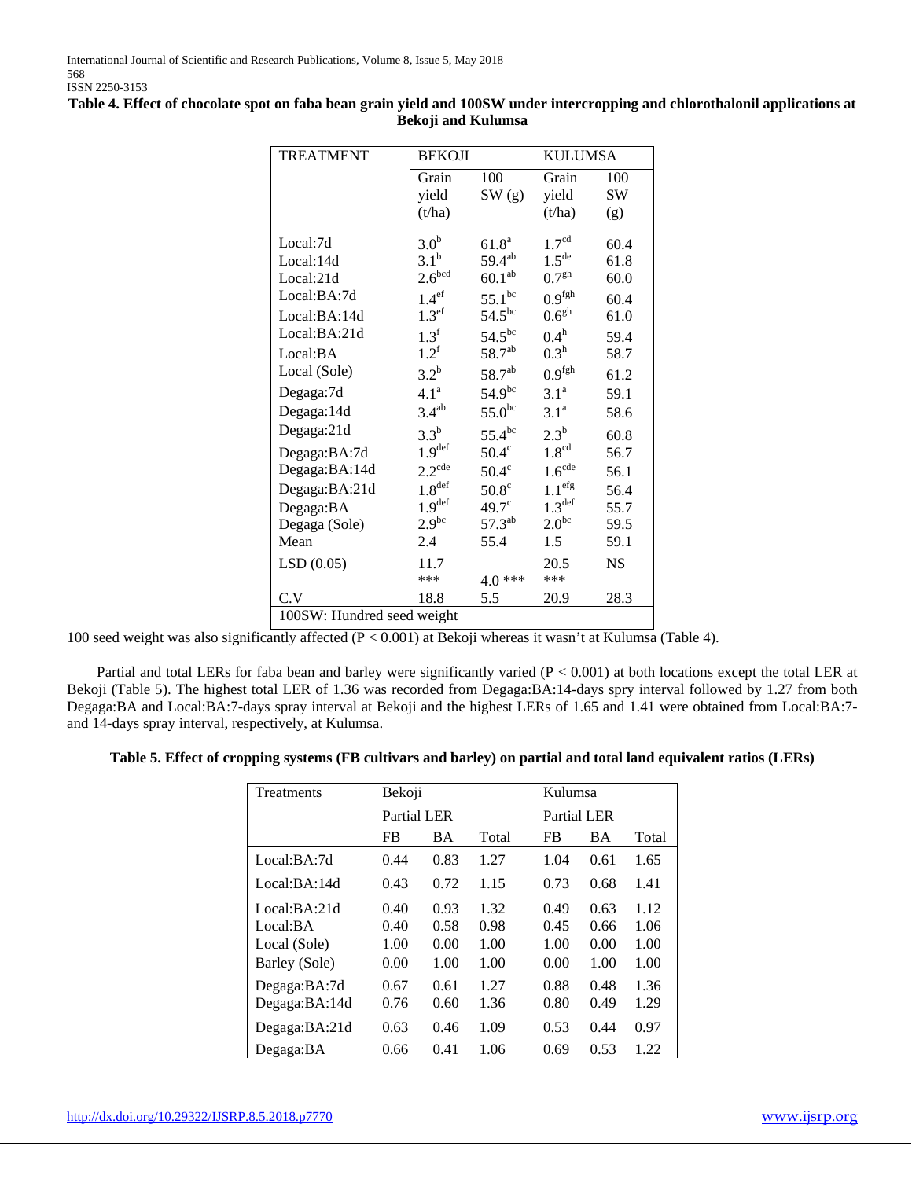**Table 4. Effect of chocolate spot on faba bean grain yield and 100SW under intercropping and chlorothalonil applications at Bekoji and Kulumsa**

| TREATMENT | BEKOJI | | KULUMSA | |
|---|---|---|---|---|
| | Grain yield (t/ha) | 100 SW (g) | Grain yield (t/ha) | 100 SW (g) |
| Local:7d | $3.0^{b}$ | $61.8^{a}$ | $1.7^{cd}$ | 60.4 |
| Local:14d | $3.1^{b}$ | $59.4^{ab}$ | $1.5^{de}$ | 61.8 |
| Local:21d | $2.6^{bcd}$ | $60.1^{ab}$ | $0.7^{gh}$ | 60.0 |
| Local:BA:7d | $1.4^{ef}$ | $55.1^{bc}$ | $0.9^{fgh}$ | 60.4 |
| Local:BA:14d | $1.3^{ef}$ | $54.5^{bc}$ | $0.6^{gh}$ | 61.0 |
| Local:BA:21d | $1.3^{f}$ | $54.5^{bc}$ | $0.4^{h}$ | 59.4 |
| Local:BA | $1.2^{f}$ | $58.7^{ab}$ | $0.3^{h}$ | 58.7 |
| Local (Sole) | $3.2^{b}$ | $58.7^{ab}$ | $0.9^{fgh}$ | 61.2 |
| Degaga:7d | $4.1^{a}$ | $54.9^{bc}$ | $3.1^{a}$ | 59.1 |
| Degaga:14d | $3.4^{ab}$ | $55.0^{bc}$ | $3.1^{a}$ | 58.6 |
| Degaga:21d | $3.3^{b}$ | $55.4^{bc}$ | $2.3^{b}$ | 60.8 |
| Degaga:BA:7d | $1.9^{def}$ | $50.4^{c}$ | $1.8^{cd}$ | 56.7 |
| Degaga:BA:14d | $2.2^{cde}$ | $50.4^{c}$ | $1.6^{cde}$ | 56.1 |
| Degaga:BA:21d | $1.8^{def}$ | $50.8^{c}$ | $1.1^{efg}$ | 56.4 |
| Degaga:BA | $1.9^{def}$ | $49.7^{c}$ | $1.3^{def}$ | 55.7 |
| Degaga (Sole) | $2.9^{bc}$ | $57.3^{ab}$ | $2.0^{bc}$ | 59.5 |
| Mean | 2.4 | 55.4 | 1.5 | 59.1 |
| LSD (0.05) | 11.7 *** | 4.0 *** | 20.5 *** | NS |
| C.V | 18.8 | 5.5 | 20.9 | 28.3 |

100SW: Hundred seed weight

100 seed weight was also significantly affected ($P < 0.001$) at Bekoji whereas it wasn't at Kulumsa (Table 4).

Partial and total LERs for faba bean and barley were significantly varied ($P < 0.001$) at both locations except the total LER at Bekoji (Table 5). The highest total LER of 1.36 was recorded from Degaga:BA:14-days spry interval followed by 1.27 from both Degaga:BA and Local:BA:7-days spray interval at Bekoji and the highest LERs of 1.65 and 1.41 were obtained from Local:BA:7- and 14-days spray interval, respectively, at Kulumsa.

**Table 5. Effect of cropping systems (FB cultivars and barley) on partial and total land equivalent ratios (LERs)**

| Treatments | Bekoji | | | Kulumsa | | |
|---|---|---|---|---|---|---|
| | Partial LER | | | Partial LER | | |
| | FB | BA | Total | FB | BA | Total |
| Local:BA:7d | 0.44 | 0.83 | 1.27 | 1.04 | 0.61 | 1.65 |
| Local:BA:14d | 0.43 | 0.72 | 1.15 | 0.73 | 0.68 | 1.41 |
| Local:BA:21d | 0.40 | 0.93 | 1.32 | 0.49 | 0.63 | 1.12 |
| Local:BA | 0.40 | 0.58 | 0.98 | 0.45 | 0.66 | 1.06 |
| Local (Sole) | 1.00 | 0.00 | 1.00 | 1.00 | 0.00 | 1.00 |
| Barley (Sole) | 0.00 | 1.00 | 1.00 | 0.00 | 1.00 | 1.00 |
| Degaga:BA:7d | 0.67 | 0.61 | 1.27 | 0.88 | 0.48 | 1.36 |
| Degaga:BA:14d | 0.76 | 0.60 | 1.36 | 0.80 | 0.49 | 1.29 |
| Degaga:BA:21d | 0.63 | 0.46 | 1.09 | 0.53 | 0.44 | 0.97 |
| Degaga:BA | 0.66 | 0.41 | 1.06 | 0.69 | 0.53 | 1.22 |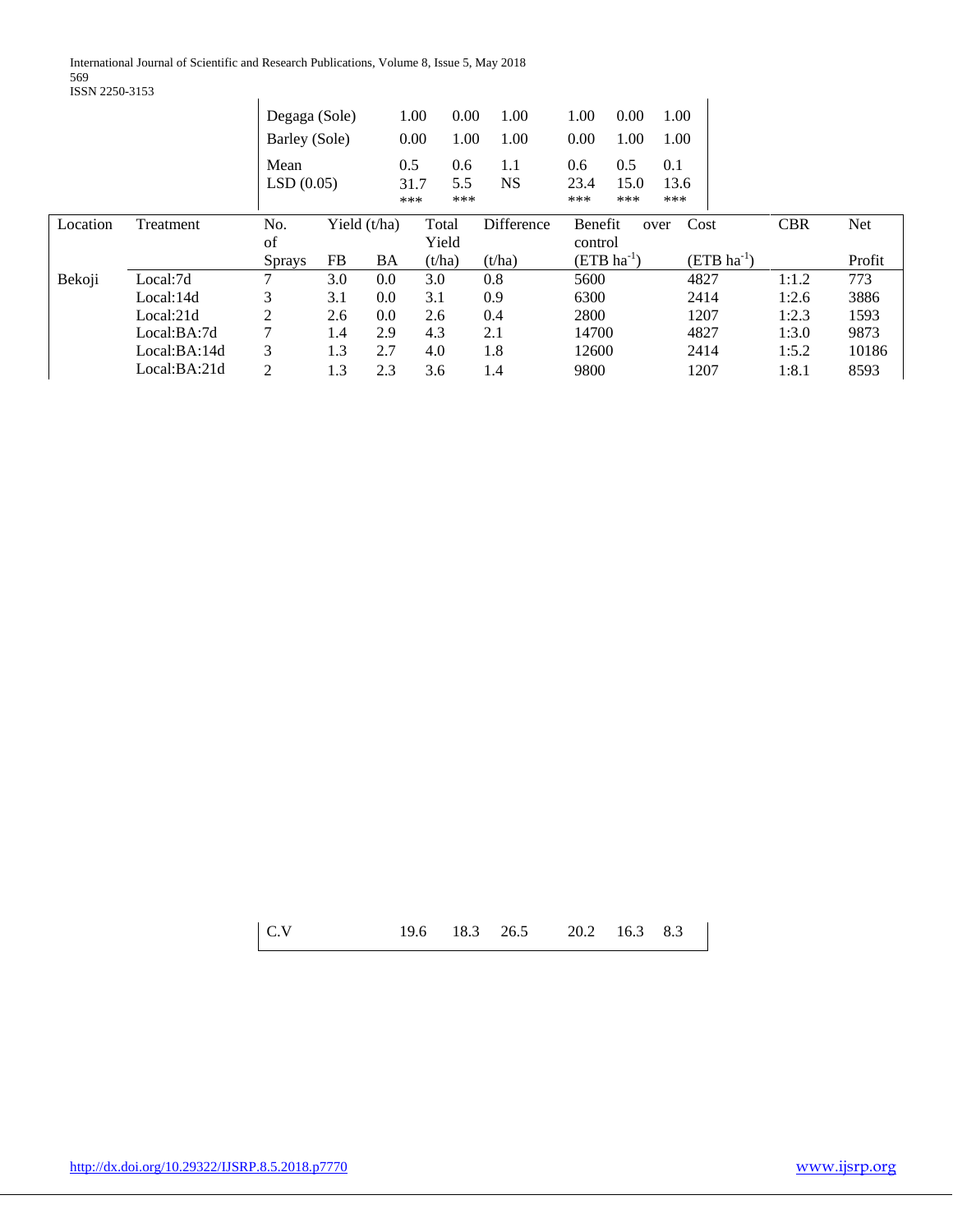| | | | | | | |
|---|---|---|---|---|---|---|
| Degaga (Sole) | 1.00 | 0.00 | 1.00 | 1.00 | 0.00 | 1.00 |
| Barley (Sole) | 0.00 | 1.00 | 1.00 | 0.00 | 1.00 | 1.00 |
| Mean | 0.5 | 0.6 | 1.1 | 0.6 | 0.5 | 0.1 |
| LSD (0.05) | 31.7 *** | 5.5 *** | NS | 23.4 *** | 15.0 *** | 13.6 *** |
| C.V | 19.6 | 18.3 | 26.5 | 20.2 | 16.3 | 8.3 |

| Location | Treatment | No. of Sprays | Yield (t/ha) | | Total Yield (t/ha) | Difference (t/ha) | Benefit over control (ETB $ha^{-1}$) | Cost (ETB $ha^{-1}$) | CBR | Net Profit |
|---|---|---|---|---|---|---|---|---|---|---|
| | | | FB | BA | | | | | | |
| Bekoji | Local:7d | 7 | 3.0 | 0.0 | 3.0 | 0.8 | 5600 | 4827 | 1:1.2 | 773 |
| | Local:14d | 3 | 3.1 | 0.0 | 3.1 | 0.9 | 6300 | 2414 | 1:2.6 | 3886 |
| | Local:21d | 2 | 2.6 | 0.0 | 2.6 | 0.4 | 2800 | 1207 | 1:2.3 | 1593 |
| | Local:BA:7d | 7 | 1.4 | 2.9 | 4.3 | 2.1 | 14700 | 4827 | 1:3.0 | 9873 |
| | Local:BA:14d | 3 | 1.3 | 2.7 | 4.0 | 1.8 | 12600 | 2414 | 1:5.2 | 10186 |
| | Local:BA:21d | 2 | 1.3 | 2.3 | 3.6 | 1.4 | 9800 | 1207 | 1:8.1 | 8593 |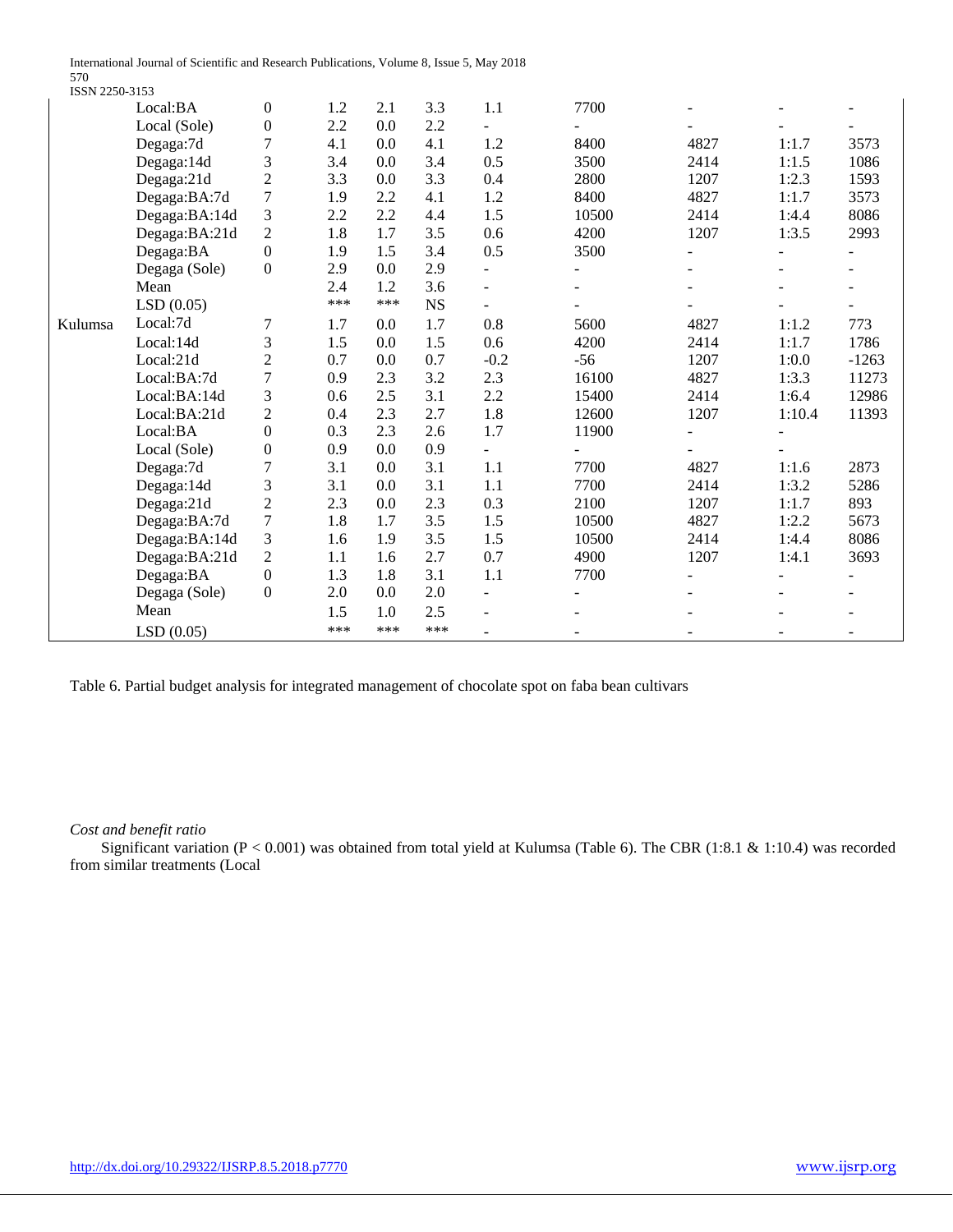| | | | | | | | | | | |
|---|---|---|---|---|---|---|---|---|---|---|
| | Local:BA | 0 | 1.2 | 2.1 | 3.3 | 1.1 | 7700 | - | - | - |
| | Local (Sole) | 0 | 2.2 | 0.0 | 2.2 | - | - | - | - | - |
| | Degaga:7d | 7 | 4.1 | 0.0 | 4.1 | 1.2 | 8400 | 4827 | 1:1.7 | 3573 |
| | Degaga:14d | 3 | 3.4 | 0.0 | 3.4 | 0.5 | 3500 | 2414 | 1:1.5 | 1086 |
| | Degaga:21d | 2 | 3.3 | 0.0 | 3.3 | 0.4 | 2800 | 1207 | 1:2.3 | 1593 |
| | Degaga:BA:7d | 7 | 1.9 | 2.2 | 4.1 | 1.2 | 8400 | 4827 | 1:1.7 | 3573 |
| | Degaga:BA:14d | 3 | 2.2 | 2.2 | 4.4 | 1.5 | 10500 | 2414 | 1:4.4 | 8086 |
| | Degaga:BA:21d | 2 | 1.8 | 1.7 | 3.5 | 0.6 | 4200 | 1207 | 1:3.5 | 2993 |
| | Degaga:BA | 0 | 1.9 | 1.5 | 3.4 | 0.5 | 3500 | - | - | - |
| | Degaga (Sole) | 0 | 2.9 | 0.0 | 2.9 | - | - | - | - | - |
| | Mean | | 2.4 | 1.2 | 3.6 | - | - | - | - | - |
| | LSD (0.05) | | *** | *** | NS | - | - | - | - | - |
| Kulumsa | Local:7d | 7 | 1.7 | 0.0 | 1.7 | 0.8 | 5600 | 4827 | 1:1.2 | 773 |
| | Local:14d | 3 | 1.5 | 0.0 | 1.5 | 0.6 | 4200 | 2414 | 1:1.7 | 1786 |
| | Local:21d | 2 | 0.7 | 0.0 | 0.7 | -0.2 | -56 | 1207 | 1:0.0 | -1263 |
| | Local:BA:7d | 7 | 0.9 | 2.3 | 3.2 | 2.3 | 16100 | 4827 | 1:3.3 | 11273 |
| | Local:BA:14d | 3 | 0.6 | 2.5 | 3.1 | 2.2 | 15400 | 2414 | 1:6.4 | 12986 |
| | Local:BA:21d | 2 | 0.4 | 2.3 | 2.7 | 1.8 | 12600 | 1207 | 1:10.4 | 11393 |
| | Local:BA | 0 | 0.3 | 2.3 | 2.6 | 1.7 | 11900 | - | - | |
| | Local (Sole) | 0 | 0.9 | 0.0 | 0.9 | - | - | - | - | |
| | Degaga:7d | 7 | 3.1 | 0.0 | 3.1 | 1.1 | 7700 | 4827 | 1:1.6 | 2873 |
| | Degaga:14d | 3 | 3.1 | 0.0 | 3.1 | 1.1 | 7700 | 2414 | 1:3.2 | 5286 |
| | Degaga:21d | 2 | 2.3 | 0.0 | 2.3 | 0.3 | 2100 | 1207 | 1:1.7 | 893 |
| | Degaga:BA:7d | 7 | 1.8 | 1.7 | 3.5 | 1.5 | 10500 | 4827 | 1:2.2 | 5673 |
| | Degaga:BA:14d | 3 | 1.6 | 1.9 | 3.5 | 1.5 | 10500 | 2414 | 1:4.4 | 8086 |
| | Degaga:BA:21d | 2 | 1.1 | 1.6 | 2.7 | 0.7 | 4900 | 1207 | 1:4.1 | 3693 |
| | Degaga:BA | 0 | 1.3 | 1.8 | 3.1 | 1.1 | 7700 | - | - | - |
| | Degaga (Sole) | 0 | 2.0 | 0.0 | 2.0 | - | - | - | - | - |
| | Mean | | 1.5 | 1.0 | 2.5 | - | - | - | - | - |
| | LSD (0.05) | | *** | *** | *** | - | - | - | - | - |

Table 6. Partial budget analysis for integrated management of chocolate spot on faba bean cultivars

*Cost and benefit ratio*

Significant variation ($P < 0.001$) was obtained from total yield at Kulumsa (Table 6). The CBR (1:8.1 & 1:10.4) was recorded from similar treatments (Local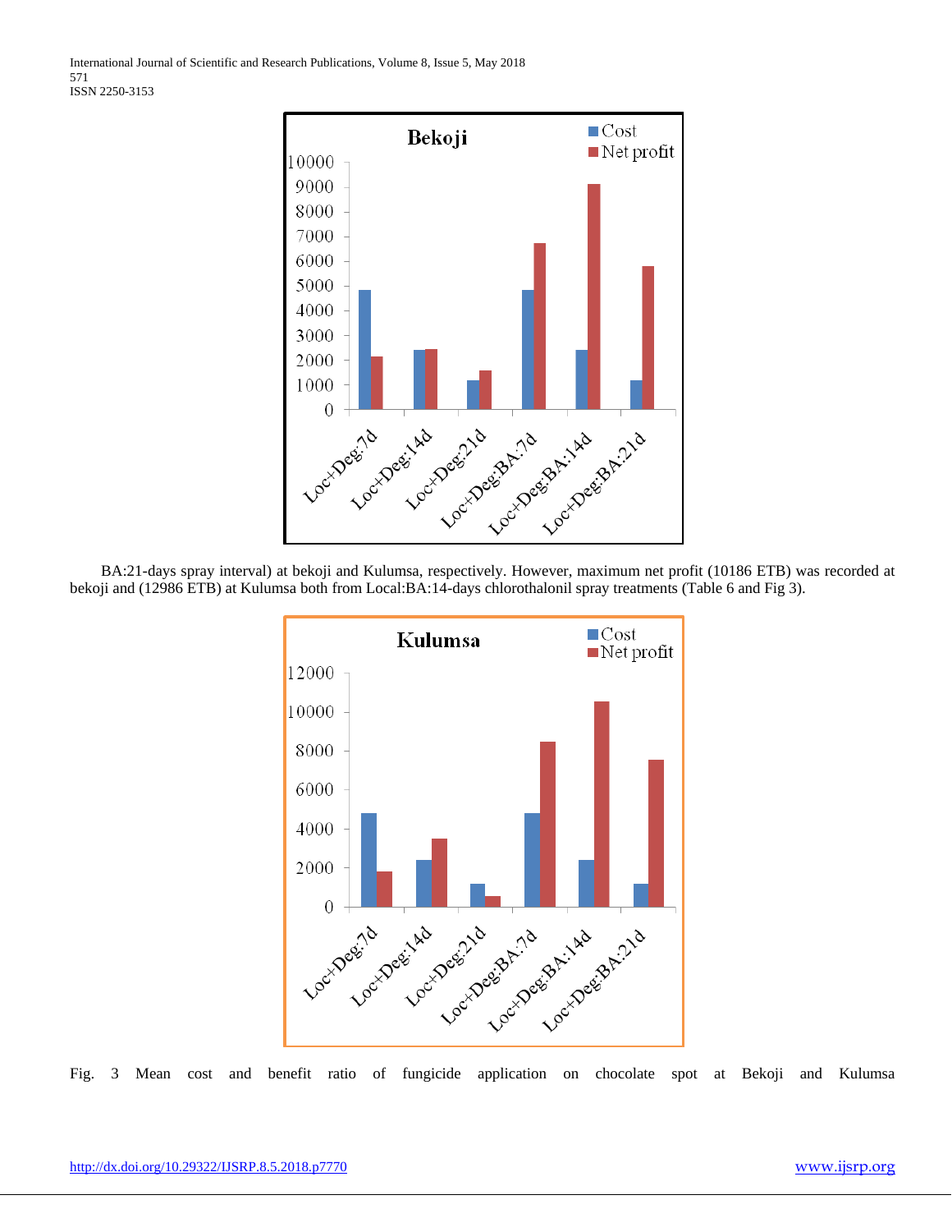BA:21-days spray interval) at bekoji and Kulumsa, respectively. However, maximum net profit (10186 ETB) was recorded at bekoji and (12986 ETB) at Kulumsa both from Local:BA:14-days chlorothalonil spray treatments (Table 6 and Fig 3).

Fig. 3 Mean cost and benefit ratio of fungicide application on chocolate spot at Bekoji and Kulumsa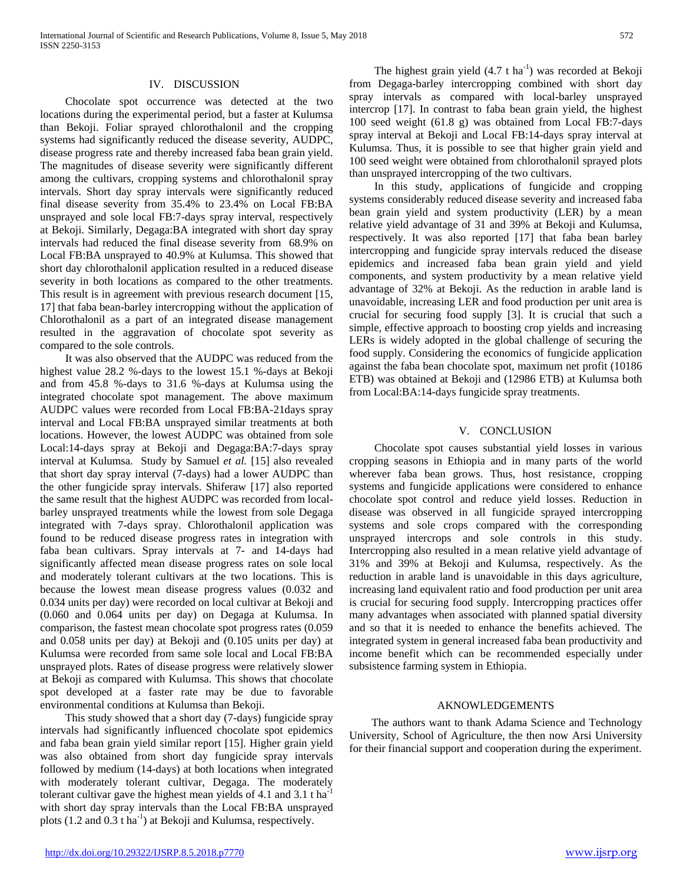## IV. DISCUSSION

Chocolate spot occurrence was detected at the two locations during the experimental period, but a faster at Kulumsa than Bekoji. Foliar sprayed chlorothalonil and the cropping systems had significantly reduced the disease severity, AUDPC, disease progress rate and thereby increased faba bean grain yield. The magnitudes of disease severity were significantly different among the cultivars, cropping systems and chlorothalonil spray intervals. Short day spray intervals were significantly reduced final disease severity from 35.4% to 23.4% on Local FB:BA unsprayed and sole local FB:7-days spray interval, respectively at Bekoji. Similarly, Degaga:BA integrated with short day spray intervals had reduced the final disease severity from 68.9% on Local FB:BA unsprayed to 40.9% at Kulumsa. This showed that short day chlorothalonil application resulted in a reduced disease severity in both locations as compared to the other treatments. This result is in agreement with previous research document [15, 17] that faba bean-barley intercropping without the application of Chlorothalonil as a part of an integrated disease management resulted in the aggravation of chocolate spot severity as compared to the sole controls.

It was also observed that the AUDPC was reduced from the highest value 28.2 %-days to the lowest 15.1 %-days at Bekoji and from 45.8 %-days to 31.6 %-days at Kulumsa using the integrated chocolate spot management. The above maximum AUDPC values were recorded from Local FB:BA-21days spray interval and Local FB:BA unsprayed similar treatments at both locations. However, the lowest AUDPC was obtained from sole Local:14-days spray at Bekoji and Degaga:BA:7-days spray interval at Kulumsa. Study by Samuel *et al.* [15] also revealed that short day spray interval (7-days) had a lower AUDPC than the other fungicide spray intervals. Shiferaw [17] also reported the same result that the highest AUDPC was recorded from local-barley unsprayed treatments while the lowest from sole Degaga integrated with 7-days spray. Chlorothalonil application was found to be reduced disease progress rates in integration with faba bean cultivars. Spray intervals at 7- and 14-days had significantly affected mean disease progress rates on sole local and moderately tolerant cultivars at the two locations. This is because the lowest mean disease progress values (0.032 and 0.034 units per day) were recorded on local cultivar at Bekoji and (0.060 and 0.064 units per day) on Degaga at Kulumsa. In comparison, the fastest mean chocolate spot progress rates (0.059 and 0.058 units per day) at Bekoji and (0.105 units per day) at Kulumsa were recorded from same sole local and Local FB:BA unsprayed plots. Rates of disease progress were relatively slower at Bekoji as compared with Kulumsa. This shows that chocolate spot developed at a faster rate may be due to favorable environmental conditions at Kulumsa than Bekoji.

This study showed that a short day (7-days) fungicide spray intervals had significantly influenced chocolate spot epidemics and faba bean grain yield similar report [15]. Higher grain yield was also obtained from short day fungicide spray intervals followed by medium (14-days) at both locations when integrated with moderately tolerant cultivar, Degaga. The moderately tolerant cultivar gave the highest mean yields of 4.1 and 3.1 t ha$^{-1}$ with short day spray intervals than the Local FB:BA unsprayed plots (1.2 and 0.3 t ha$^{-1}$) at Bekoji and Kulumsa, respectively.

The highest grain yield (4.7 t ha$^{-1}$) was recorded at Bekoji from Degaga-barley intercropping combined with short day spray intervals as compared with local-barley unsprayed intercrop [17]. In contrast to faba bean grain yield, the highest 100 seed weight (61.8 g) was obtained from Local FB:7-days spray interval at Bekoji and Local FB:14-days spray interval at Kulumsa. Thus, it is possible to see that higher grain yield and 100 seed weight were obtained from chlorothalonil sprayed plots than unsprayed intercropping of the two cultivars.

In this study, applications of fungicide and cropping systems considerably reduced disease severity and increased faba bean grain yield and system productivity (LER) by a mean relative yield advantage of 31 and 39% at Bekoji and Kulumsa, respectively. It was also reported [17] that faba bean barley intercropping and fungicide spray intervals reduced the disease epidemics and increased faba bean grain yield and yield components, and system productivity by a mean relative yield advantage of 32% at Bekoji. As the reduction in arable land is unavoidable, increasing LER and food production per unit area is crucial for securing food supply [3]. It is crucial that such a simple, effective approach to boosting crop yields and increasing LERs is widely adopted in the global challenge of securing the food supply. Considering the economics of fungicide application against the faba bean chocolate spot, maximum net profit (10186 ETB) was obtained at Bekoji and (12986 ETB) at Kulumsa both from Local:BA:14-days fungicide spray treatments.

## V. CONCLUSION

Chocolate spot causes substantial yield losses in various cropping seasons in Ethiopia and in many parts of the world wherever faba bean grows. Thus, host resistance, cropping systems and fungicide applications were considered to enhance chocolate spot control and reduce yield losses. Reduction in disease was observed in all fungicide sprayed intercropping systems and sole crops compared with the corresponding unsprayed intercrops and sole controls in this study. Intercropping also resulted in a mean relative yield advantage of 31% and 39% at Bekoji and Kulumsa, respectively. As the reduction in arable land is unavoidable in this days agriculture, increasing land equivalent ratio and food production per unit area is crucial for securing food supply. Intercropping practices offer many advantages when associated with planned spatial diversity and so that it is needed to enhance the benefits achieved. The integrated system in general increased faba bean productivity and income benefit which can be recommended especially under subsistence farming system in Ethiopia.

## AKNOWLEDGEMENTS

The authors want to thank Adama Science and Technology University, School of Agriculture, the then now Arsi University for their financial support and cooperation during the experiment.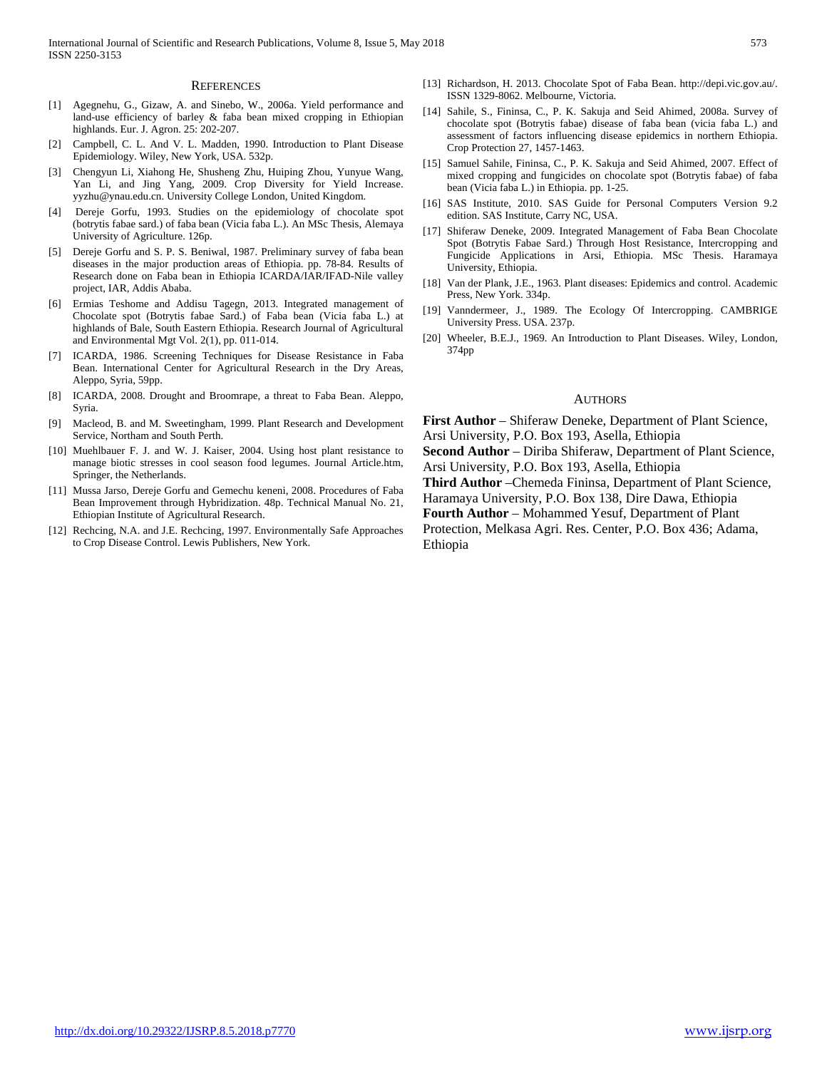## REFERENCES

[1] Agegnehu, G., Gizaw, A. and Sinebo, W., 2006a. Yield performance and land-use efficiency of barley & faba bean mixed cropping in Ethiopian highlands. Eur. J. Agron. 25: 202-207.

[2] Campbell, C. L. And V. L. Madden, 1990. Introduction to Plant Disease Epidemiology. Wiley, New York, USA. 532p.

[3] Chengyun Li, Xiahong He, Shusheng Zhu, Huiping Zhou, Yunyue Wang, Yan Li, and Jing Yang, 2009. Crop Diversity for Yield Increase. yyzhu@ynau.edu.cn. University College London, United Kingdom.

[4] Dereje Gorfu, 1993. Studies on the epidemiology of chocolate spot (botrytis fabae sard.) of faba bean (Vicia faba L.). An MSc Thesis, Alemaya University of Agriculture. 126p.

[5] Dereje Gorfu and S. P. S. Beniwal, 1987. Preliminary survey of faba bean diseases in the major production areas of Ethiopia. pp. 78-84. Results of Research done on Faba bean in Ethiopia ICARDA/IAR/IFAD-Nile valley project, IAR, Addis Ababa.

[6] Ermias Teshome and Addisu Tagegn, 2013. Integrated management of Chocolate spot (Botrytis fabae Sard.) of Faba bean (Vicia faba L.) at highlands of Bale, South Eastern Ethiopia. Research Journal of Agricultural and Environmental Mgt Vol. 2(1), pp. 011-014.

[7] ICARDA, 1986. Screening Techniques for Disease Resistance in Faba Bean. International Center for Agricultural Research in the Dry Areas, Aleppo, Syria, 59pp.

[8] ICARDA, 2008. Drought and Broomrape, a threat to Faba Bean. Aleppo, Syria.

[9] Macleod, B. and M. Sweetingham, 1999. Plant Research and Development Service, Northam and South Perth.

[10] Muehlbauer F. J. and W. J. Kaiser, 2004. Using host plant resistance to manage biotic stresses in cool season food legumes. Journal Article.htm, Springer, the Netherlands.

[11] Mussa Jarso, Dereje Gorfu and Gemechu keneni, 2008. Procedures of Faba Bean Improvement through Hybridization. 48p. Technical Manual No. 21, Ethiopian Institute of Agricultural Research.

[12] Rechcing, N.A. and J.E. Rechcing, 1997. Environmentally Safe Approaches to Crop Disease Control. Lewis Publishers, New York.

[13] Richardson, H. 2013. Chocolate Spot of Faba Bean. http://depi.vic.gov.au/. ISSN 1329-8062. Melbourne, Victoria.

[14] Sahile, S., Fininsa, C., P. K. Sakuja and Seid Ahimed, 2008a. Survey of chocolate spot (Botrytis fabae) disease of faba bean (vicia faba L.) and assessment of factors influencing disease epidemics in northern Ethiopia. Crop Protection 27, 1457-1463.

[15] Samuel Sahile, Fininsa, C., P. K. Sakuja and Seid Ahimed, 2007. Effect of mixed cropping and fungicides on chocolate spot (Botrytis fabae) of faba bean (Vicia faba L.) in Ethiopia. pp. 1-25.

[16] SAS Institute, 2010. SAS Guide for Personal Computers Version 9.2 edition. SAS Institute, Carry NC, USA.

[17] Shiferaw Deneke, 2009. Integrated Management of Faba Bean Chocolate Spot (Botrytis Fabae Sard.) Through Host Resistance, Intercropping and Fungicide Applications in Arsi, Ethiopia. MSc Thesis. Haramaya University, Ethiopia.

[18] Van der Plank, J.E., 1963. Plant diseases: Epidemics and control. Academic Press, New York. 334p.

[19] Vanndermeer, J., 1989. The Ecology Of Intercropping. CAMBRIGE University Press. USA. 237p.

[20] Wheeler, B.E.J., 1969. An Introduction to Plant Diseases. Wiley, London, 374pp

## AUTHORS

**First Author** – Shiferaw Deneke, Department of Plant Science, Arsi University, P.O. Box 193, Asella, Ethiopia

**Second Author** – Diriba Shiferaw, Department of Plant Science, Arsi University, P.O. Box 193, Asella, Ethiopia

**Third Author** –Chemeda Fininsa, Department of Plant Science, Haramaya University, P.O. Box 138, Dire Dawa, Ethiopia

**Fourth Author** – Mohammed Yesuf, Department of Plant Protection, Melkasa Agri. Res. Center, P.O. Box 436; Adama, Ethiopia